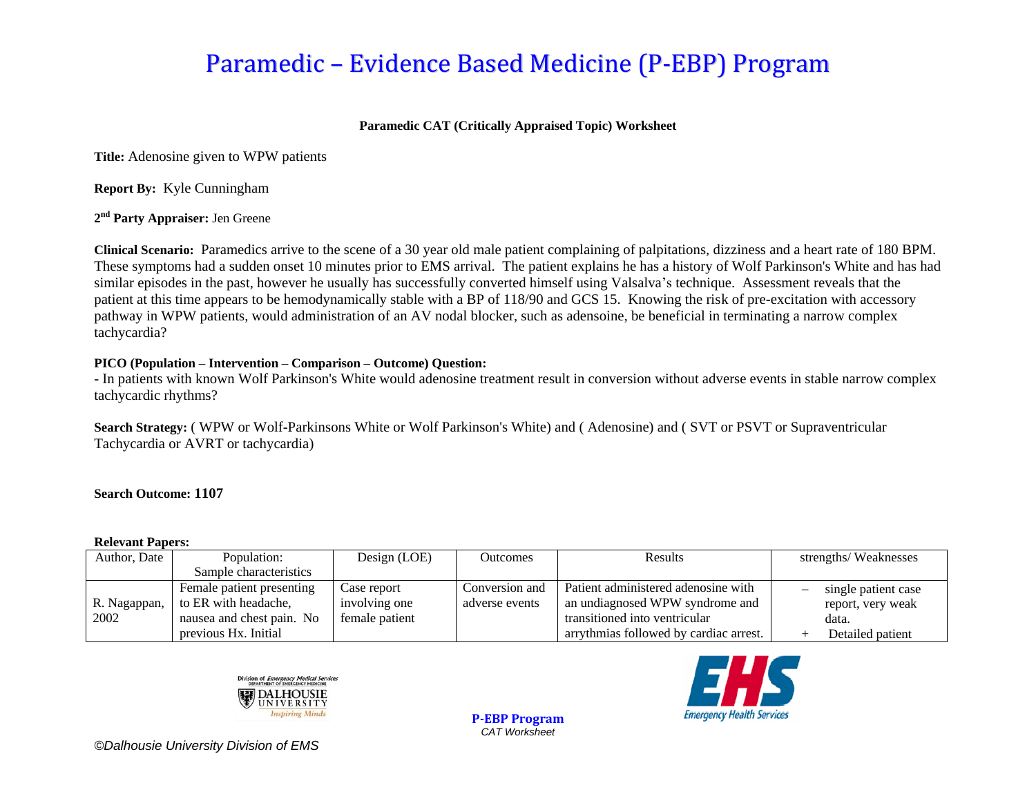# Paramedic – Evidence Based Medicine (P-EBP) Program

**Paramedic CAT (Critically Appraised Topic) Worksheet**

**Title:** Adenosine given to WPW patients

**Report By:** Kyle Cunningham

**2nd Party Appraiser:** Jen Greene

**Clinical Scenario:** Paramedics arrive to the scene of a 30 year old male patient complaining of palpitations, dizziness and a heart rate of 180 BPM. These symptoms had a sudden onset 10 minutes prior to EMS arrival. The patient explains he has a history of Wolf Parkinson's White and has had similar episodes in the past, however he usually has successfully converted himself using Valsalva's technique. Assessment reveals that the patient at this time appears to be hemodynamically stable with a BP of 118/90 and GCS 15. Knowing the risk of pre-excitation with accessory pathway in WPW patients, would administration of an AV nodal blocker, such as adensoine, be beneficial in terminating a narrow complex tachycardia?

**PICO (Population – Intervention – Comparison – Outcome) Question:**
- In patients with known Wolf Parkinson's White would adenosine treatment result in conversion without adverse events in stable narrow complex tachycardic rhythms?

**Search Strategy:** ( WPW or Wolf-Parkinsons White or Wolf Parkinson's White) and ( Adenosine) and ( SVT or PSVT or Supraventricular Tachycardia or AVRT or tachycardia)

**Search Outcome: 1107**

**Relevant Papers:**

| Author, Date | Population: Sample characteristics | Design (LOE) | Outcomes | Results | strengths/ Weaknesses |
|---|---|---|---|---|---|
| R. Nagappan, 2002 | Female patient presenting to ER with headache, nausea and chest pain. No previous Hx. Initial | Case report involving one female patient | Conversion and adverse events | Patient administered adenosine with an undiagnosed WPW syndrome and transitioned into ventricular arrythmias followed by cardiac arrest. | – single patient case report, very weak data.<br>+ Detailed patient |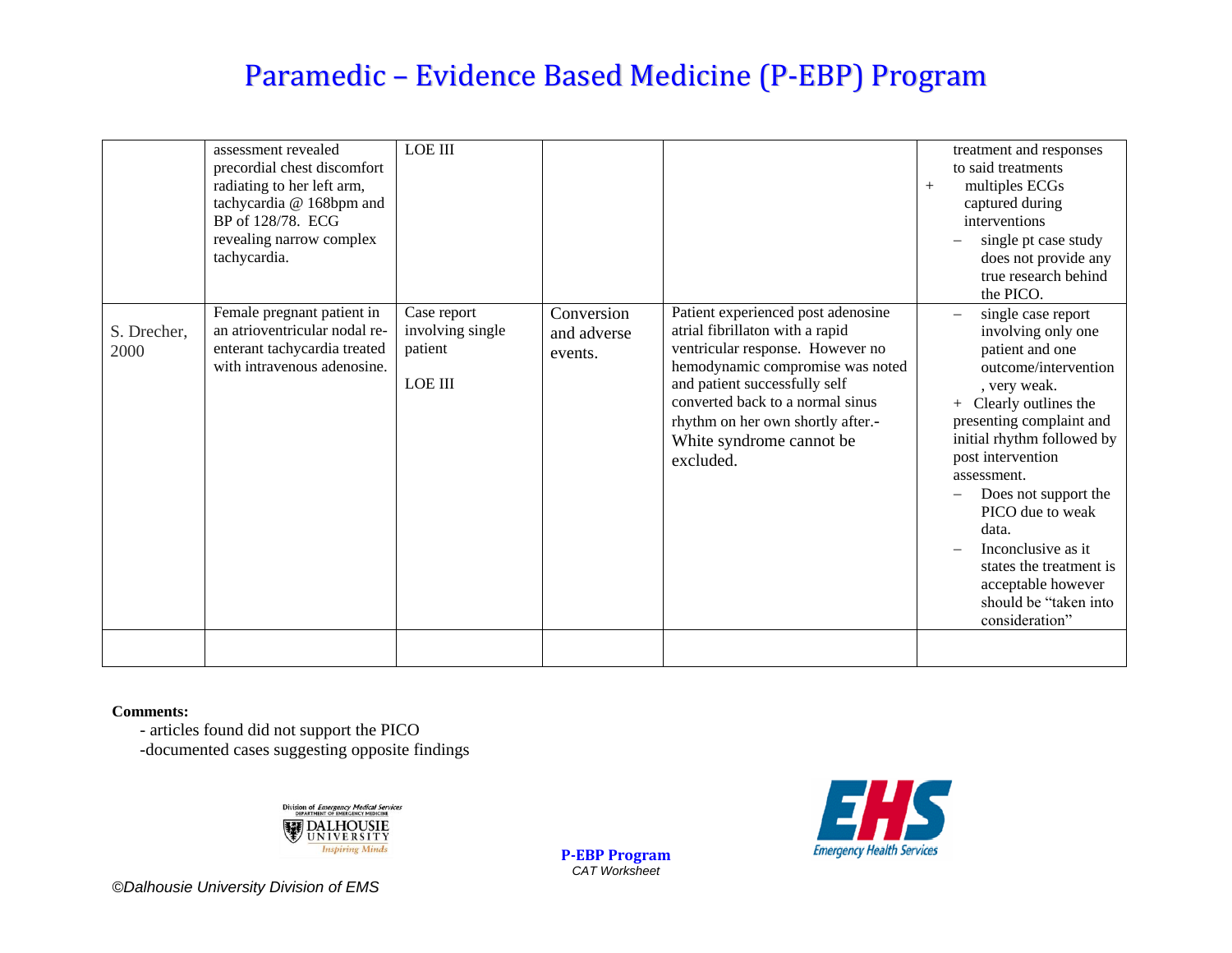| | | | | | |
|---|---|---|---|---|---|
| | assessment revealed precordial chest discomfort radiating to her left arm, tachycardia @ 168bpm and BP of 128/78. ECG revealing narrow complex tachycardia. | LOE III | | | treatment and responses to said treatments<br>+ multiples ECGs captured during interventions<br>– single pt case study does not provide any true research behind the PICO. |
| S. Drecher, 2000 | Female pregnant patient in an atrioventricular nodal re-enterant tachycardia treated with intravenous adenosine. | Case report involving single patient<br><br>LOE III | Conversion and adverse events. | Patient experienced post adenosine atrial fibrillaton with a rapid ventricular response. However no hemodynamic compromise was noted and patient successfully self converted back to a normal sinus rhythm on her own shortly after.-White syndrome cannot be excluded. | – single case report involving only one patient and one outcome/intervention , very weak.<br>+ Clearly outlines the presenting complaint and initial rhythm followed by post intervention assessment.<br>– Does not support the PICO due to weak data.<br>– Inconclusive as it states the treatment is acceptable however should be "taken into consideration" |
| | | | | | |

**Comments:**

- articles found did not support the PICO
- documented cases suggesting opposite findings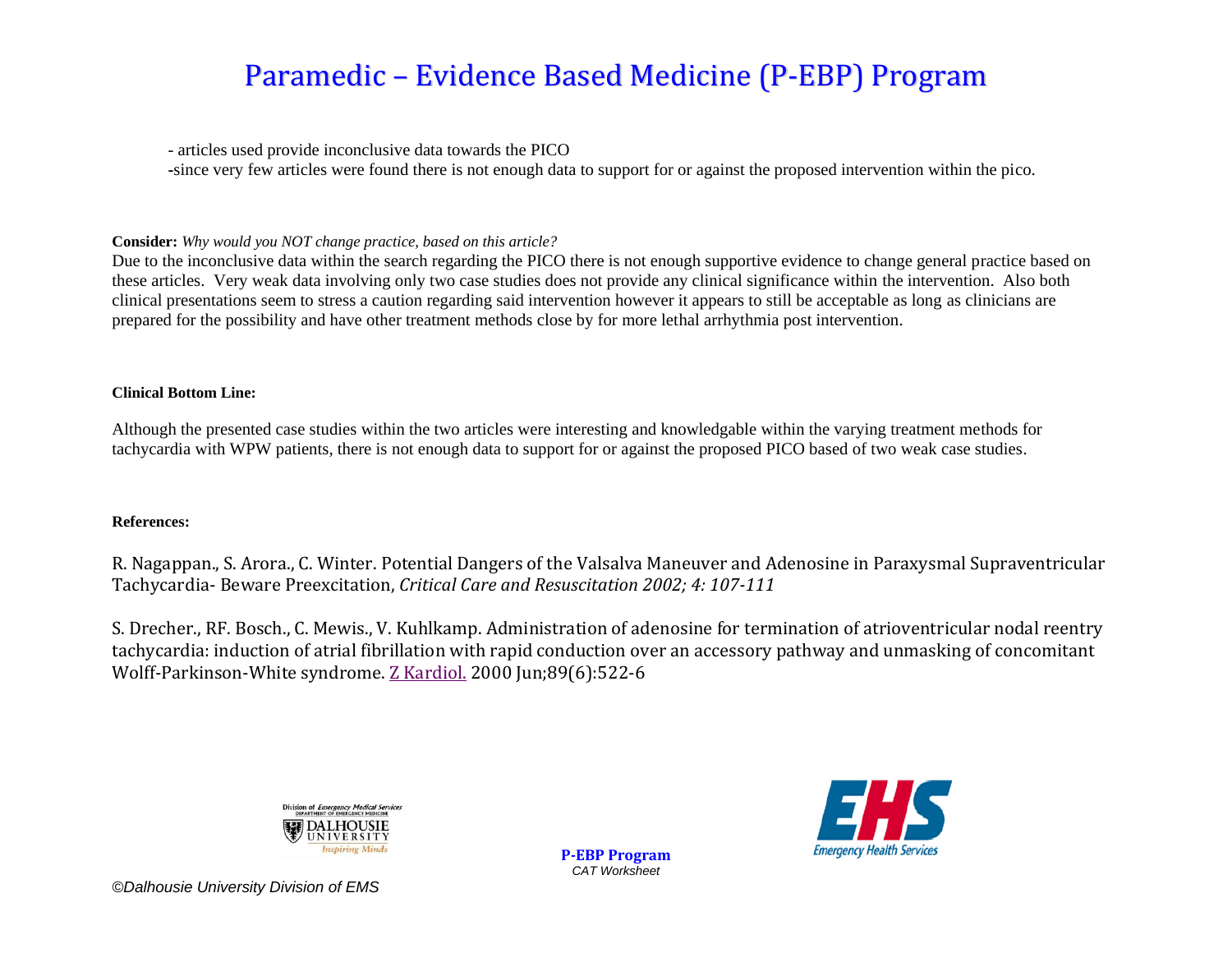- articles used provide inconclusive data towards the PICO
-since very few articles were found there is not enough data to support for or against the proposed intervention within the pico.

**Consider:** *Why would you NOT change practice, based on this article?*
Due to the inconclusive data within the search regarding the PICO there is not enough supportive evidence to change general practice based on these articles. Very weak data involving only two case studies does not provide any clinical significance within the intervention. Also both clinical presentations seem to stress a caution regarding said intervention however it appears to still be acceptable as long as clinicians are prepared for the possibility and have other treatment methods close by for more lethal arrhythmia post intervention.

**Clinical Bottom Line:**

Although the presented case studies within the two articles were interesting and knowledgable within the varying treatment methods for tachycardia with WPW patients, there is not enough data to support for or against the proposed PICO based of two weak case studies.

**References:**

R. Nagappan., S. Arora., C. Winter. Potential Dangers of the Valsalva Maneuver and Adenosine in Paraxysmal Supraventricular Tachycardia- Beware Preexcitation, *Critical Care and Resuscitation 2002; 4: 107-111*

S. Drecher., RF. Bosch., C. Mewis., V. Kuhlkamp. Administration of adenosine for termination of atrioventricular nodal reentry tachycardia: induction of atrial fibrillation with rapid conduction over an accessory pathway and unmasking of concomitant Wolff-Parkinson-White syndrome. Z Kardiol. 2000 Jun;89(6):522-6